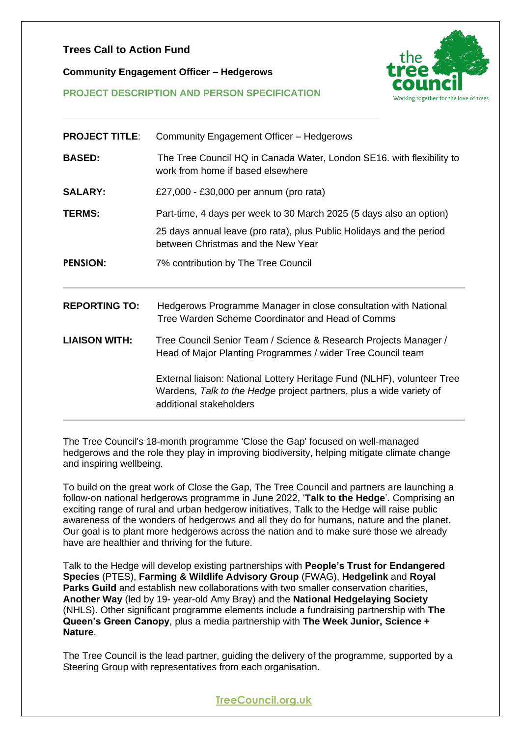# Trees Call to Action Fund

## Community Engagement Officer – Hedgerows

### PROJECT DESCRIPTION AND PERSON SPECIFICATION

| | |
|---|---|
| **PROJECT TITLE**: | Community Engagement Officer – Hedgerows |
| **BASED:** | The Tree Council HQ in Canada Water, London SE16. with flexibility to work from home if based elsewhere |
| **SALARY:** | £27,000 - £30,000 per annum (pro rata) |
| **TERMS:** | Part-time, 4 days per week to 30 March 2025 (5 days also an option)<br><br>25 days annual leave (pro rata), plus Public Holidays and the period between Christmas and the New Year |
| **PENSION:** | 7% contribution by The Tree Council |

| | |
|---|---|
| **REPORTING TO:** | Hedgerows Programme Manager in close consultation with National Tree Warden Scheme Coordinator and Head of Comms |
| **LIAISON WITH:** | Tree Council Senior Team / Science & Research Projects Manager / Head of Major Planting Programmes / wider Tree Council team<br><br>External liaison: National Lottery Heritage Fund (NLHF), volunteer Tree Wardens, *Talk to the Hedge* project partners, plus a wide variety of additional stakeholders |

The Tree Council's 18-month programme 'Close the Gap' focused on well-managed hedgerows and the role they play in improving biodiversity, helping mitigate climate change and inspiring wellbeing.

To build on the great work of Close the Gap, The Tree Council and partners are launching a follow-on national hedgerows programme in June 2022, '**Talk to the Hedge**'. Comprising an exciting range of rural and urban hedgerow initiatives, Talk to the Hedge will raise public awareness of the wonders of hedgerows and all they do for humans, nature and the planet. Our goal is to plant more hedgerows across the nation and to make sure those we already have are healthier and thriving for the future.

Talk to the Hedge will develop existing partnerships with **People's Trust for Endangered Species** (PTES), **Farming & Wildlife Advisory Group** (FWAG), **Hedgelink** and **Royal Parks Guild** and establish new collaborations with two smaller conservation charities, **Another Way** (led by 19- year-old Amy Bray) and the **National Hedgelaying Society** (NHLS). Other significant programme elements include a fundraising partnership with **The Queen's Green Canopy**, plus a media partnership with **The Week Junior, Science + Nature**.

The Tree Council is the lead partner, guiding the delivery of the programme, supported by a Steering Group with representatives from each organisation.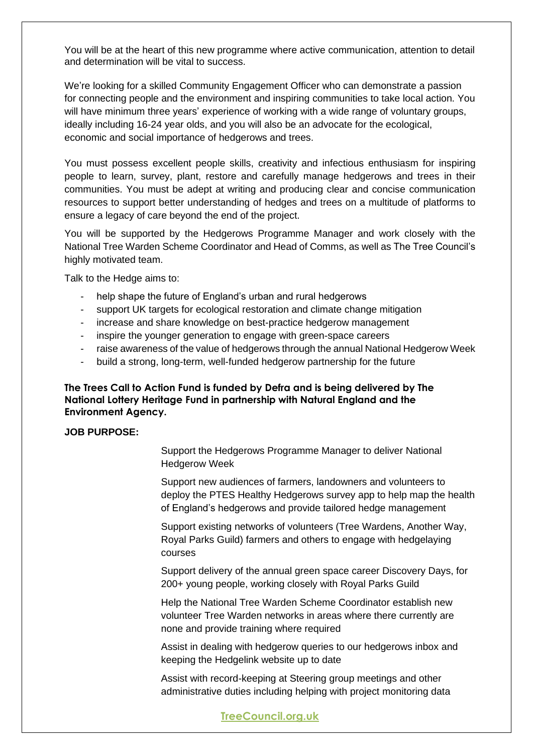You will be at the heart of this new programme where active communication, attention to detail and determination will be vital to success.

We're looking for a skilled Community Engagement Officer who can demonstrate a passion for connecting people and the environment and inspiring communities to take local action. You will have minimum three years' experience of working with a wide range of voluntary groups, ideally including 16-24 year olds, and you will also be an advocate for the ecological, economic and social importance of hedgerows and trees.

You must possess excellent people skills, creativity and infectious enthusiasm for inspiring people to learn, survey, plant, restore and carefully manage hedgerows and trees in their communities. You must be adept at writing and producing clear and concise communication resources to support better understanding of hedges and trees on a multitude of platforms to ensure a legacy of care beyond the end of the project.

You will be supported by the Hedgerows Programme Manager and work closely with the National Tree Warden Scheme Coordinator and Head of Comms, as well as The Tree Council's highly motivated team.

Talk to the Hedge aims to:

- help shape the future of England's urban and rural hedgerows
- support UK targets for ecological restoration and climate change mitigation
- increase and share knowledge on best-practice hedgerow management
- inspire the younger generation to engage with green-space careers
- raise awareness of the value of hedgerows through the annual National Hedgerow Week
- build a strong, long-term, well-funded hedgerow partnership for the future

**The Trees Call to Action Fund is funded by Defra and is being delivered by The National Lottery Heritage Fund in partnership with Natural England and the Environment Agency.**

**JOB PURPOSE:**

Support the Hedgerows Programme Manager to deliver National Hedgerow Week

Support new audiences of farmers, landowners and volunteers to deploy the PTES Healthy Hedgerows survey app to help map the health of England's hedgerows and provide tailored hedge management

Support existing networks of volunteers (Tree Wardens, Another Way, Royal Parks Guild) farmers and others to engage with hedgelaying courses

Support delivery of the annual green space career Discovery Days, for 200+ young people, working closely with Royal Parks Guild

Help the National Tree Warden Scheme Coordinator establish new volunteer Tree Warden networks in areas where there currently are none and provide training where required

Assist in dealing with hedgerow queries to our hedgerows inbox and keeping the Hedgelink website up to date

Assist with record-keeping at Steering group meetings and other administrative duties including helping with project monitoring data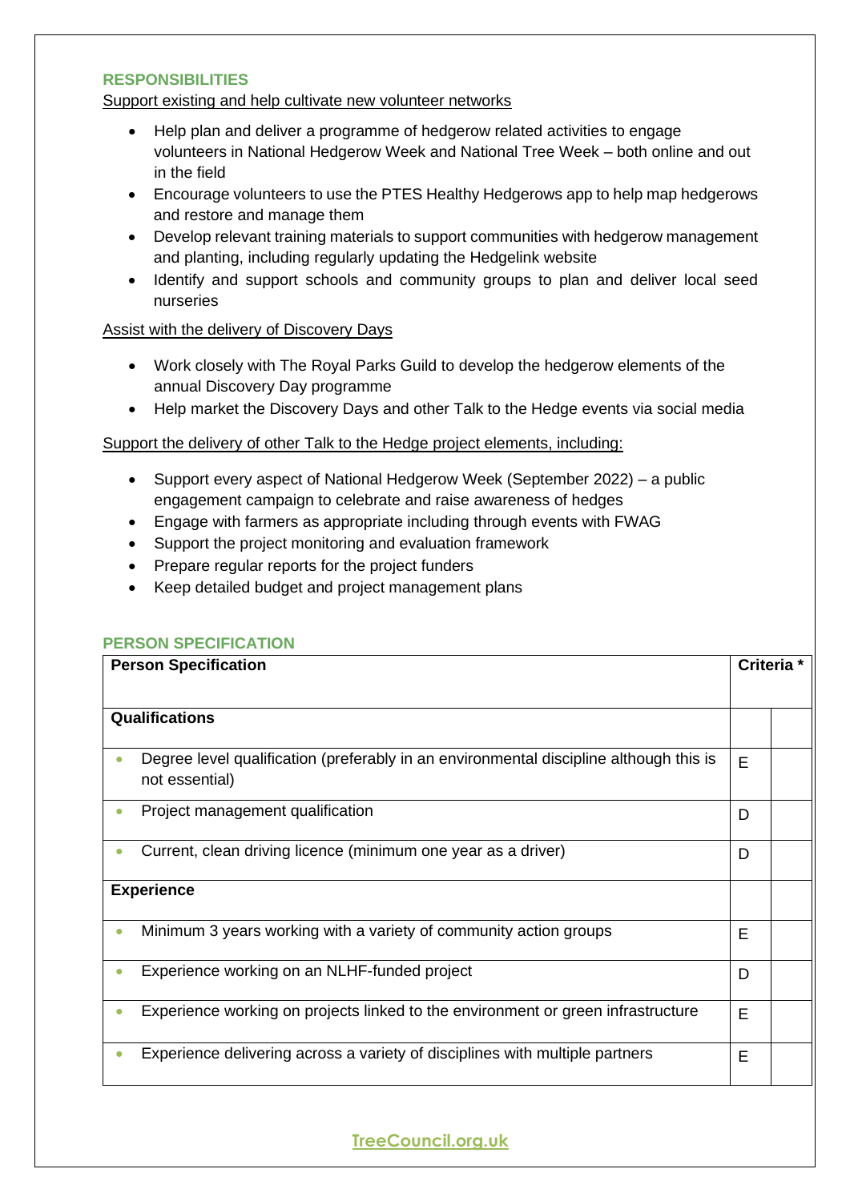## RESPONSIBILITIES

Support existing and help cultivate new volunteer networks

- Help plan and deliver a programme of hedgerow related activities to engage volunteers in National Hedgerow Week and National Tree Week – both online and out in the field
- Encourage volunteers to use the PTES Healthy Hedgerows app to help map hedgerows and restore and manage them
- Develop relevant training materials to support communities with hedgerow management and planting, including regularly updating the Hedgelink website
- Identify and support schools and community groups to plan and deliver local seed nurseries

Assist with the delivery of Discovery Days

- Work closely with The Royal Parks Guild to develop the hedgerow elements of the annual Discovery Day programme
- Help market the Discovery Days and other Talk to the Hedge events via social media

Support the delivery of other Talk to the Hedge project elements, including:

- Support every aspect of National Hedgerow Week (September 2022) – a public engagement campaign to celebrate and raise awareness of hedges
- Engage with farmers as appropriate including through events with FWAG
- Support the project monitoring and evaluation framework
- Prepare regular reports for the project funders
- Keep detailed budget and project management plans

## PERSON SPECIFICATION

| Person Specification | Criteria * | |
|---|---|---|
| **Qualifications** | | |
| • Degree level qualification (preferably in an environmental discipline although this is not essential) | E | |
| • Project management qualification | D | |
| • Current, clean driving licence (minimum one year as a driver) | D | |
| **Experience** | | |
| • Minimum 3 years working with a variety of community action groups | E | |
| • Experience working on an NLHF-funded project | D | |
| • Experience working on projects linked to the environment or green infrastructure | E | |
| • Experience delivering across a variety of disciplines with multiple partners | E | |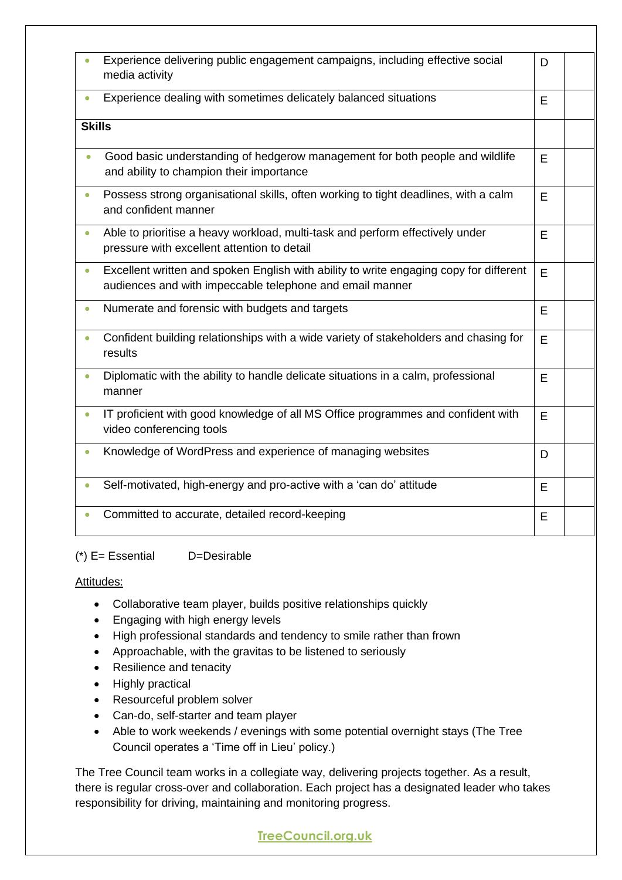| | | |
|---|---|---|
| • Experience delivering public engagement campaigns, including effective social media activity | D | |
| • Experience dealing with sometimes delicately balanced situations | E | |
| **Skills** | | |
| • Good basic understanding of hedgerow management for both people and wildlife and ability to champion their importance | E | |
| • Possess strong organisational skills, often working to tight deadlines, with a calm and confident manner | E | |
| • Able to prioritise a heavy workload, multi-task and perform effectively under pressure with excellent attention to detail | E | |
| • Excellent written and spoken English with ability to write engaging copy for different audiences and with impeccable telephone and email manner | E | |
| • Numerate and forensic with budgets and targets | E | |
| • Confident building relationships with a wide variety of stakeholders and chasing for results | E | |
| • Diplomatic with the ability to handle delicate situations in a calm, professional manner | E | |
| • IT proficient with good knowledge of all MS Office programmes and confident with video conferencing tools | E | |
| • Knowledge of WordPress and experience of managing websites | D | |
| • Self-motivated, high-energy and pro-active with a 'can do' attitude | E | |
| • Committed to accurate, detailed record-keeping | E | |

(*) E= Essential D=Desirable

Attitudes:

- Collaborative team player, builds positive relationships quickly
- Engaging with high energy levels
- High professional standards and tendency to smile rather than frown
- Approachable, with the gravitas to be listened to seriously
- Resilience and tenacity
- Highly practical
- Resourceful problem solver
- Can-do, self-starter and team player
- Able to work weekends / evenings with some potential overnight stays (The Tree Council operates a 'Time off in Lieu' policy.)

The Tree Council team works in a collegiate way, delivering projects together. As a result, there is regular cross-over and collaboration. Each project has a designated leader who takes responsibility for driving, maintaining and monitoring progress.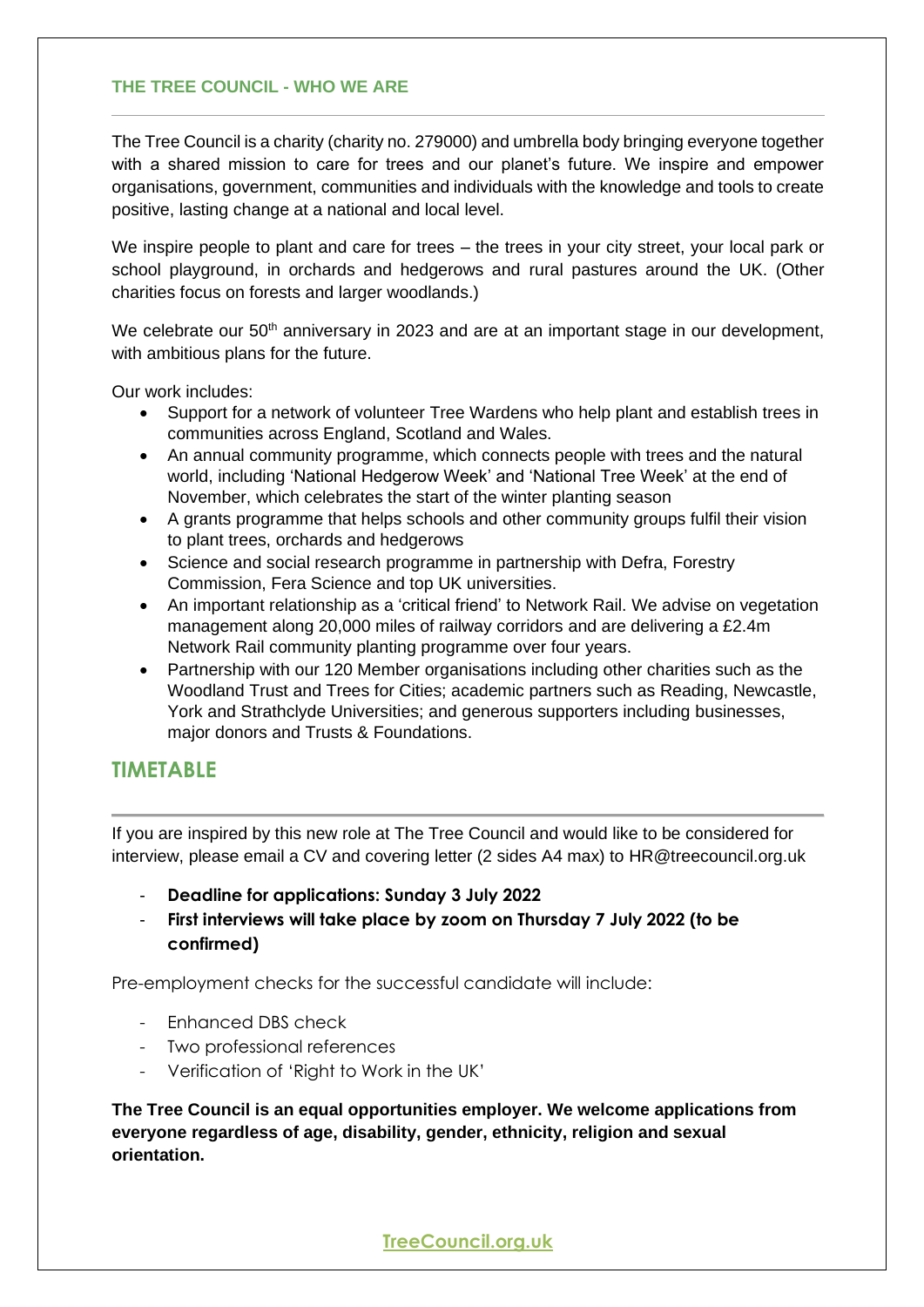## THE TREE COUNCIL - WHO WE ARE

The Tree Council is a charity (charity no. 279000) and umbrella body bringing everyone together with a shared mission to care for trees and our planet's future. We inspire and empower organisations, government, communities and individuals with the knowledge and tools to create positive, lasting change at a national and local level.

We inspire people to plant and care for trees – the trees in your city street, your local park or school playground, in orchards and hedgerows and rural pastures around the UK. (Other charities focus on forests and larger woodlands.)

We celebrate our 50th anniversary in 2023 and are at an important stage in our development, with ambitious plans for the future.

Our work includes:

- Support for a network of volunteer Tree Wardens who help plant and establish trees in communities across England, Scotland and Wales.
- An annual community programme, which connects people with trees and the natural world, including 'National Hedgerow Week' and 'National Tree Week' at the end of November, which celebrates the start of the winter planting season
- A grants programme that helps schools and other community groups fulfil their vision to plant trees, orchards and hedgerows
- Science and social research programme in partnership with Defra, Forestry Commission, Fera Science and top UK universities.
- An important relationship as a 'critical friend' to Network Rail. We advise on vegetation management along 20,000 miles of railway corridors and are delivering a £2.4m Network Rail community planting programme over four years.
- Partnership with our 120 Member organisations including other charities such as the Woodland Trust and Trees for Cities; academic partners such as Reading, Newcastle, York and Strathclyde Universities; and generous supporters including businesses, major donors and Trusts & Foundations.

## TIMETABLE

If you are inspired by this new role at The Tree Council and would like to be considered for interview, please email a CV and covering letter (2 sides A4 max) to HR@treecouncil.org.uk

- **Deadline for applications: Sunday 3 July 2022**
- **First interviews will take place by zoom on Thursday 7 July 2022 (to be confirmed)**

Pre-employment checks for the successful candidate will include:

- Enhanced DBS check
- Two professional references
- Verification of 'Right to Work in the UK'

**The Tree Council is an equal opportunities employer. We welcome applications from everyone regardless of age, disability, gender, ethnicity, religion and sexual orientation.**

**TreeCouncil.org.uk**